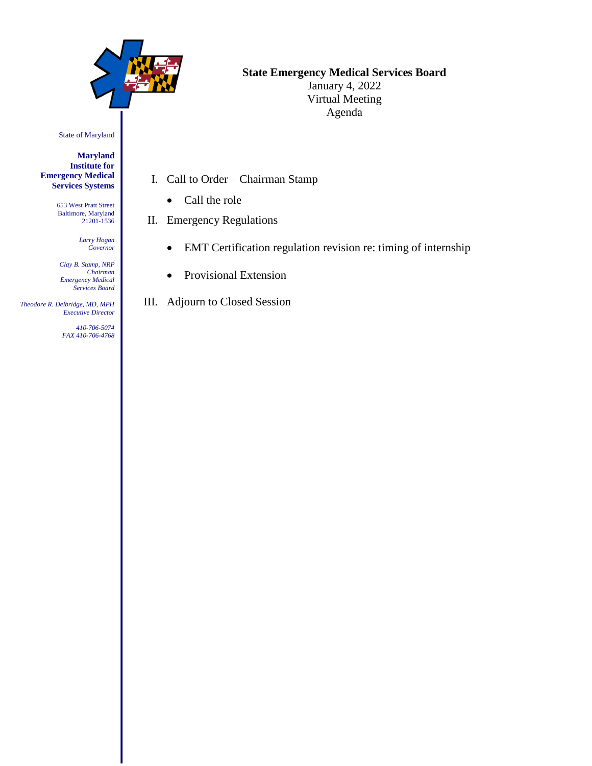State of Maryland

**Maryland Institute for Emergency Medical Services Systems**

653 West Pratt Street
Baltimore, Maryland
21201-1536

*Larry Hogan*
*Governor*

*Clay B. Stamp, NRP*
*Chairman*
*Emergency Medical Services Board*

*Theodore R. Delbridge, MD, MPH*
*Executive Director*

*410-706-5074*
*FAX 410-706-4768*

**State Emergency Medical Services Board**
January 4, 2022
Virtual Meeting
Agenda

I. Call to Order – Chairman Stamp

- Call the role

II. Emergency Regulations

- EMT Certification regulation revision re: timing of internship
- Provisional Extension

III. Adjourn to Closed Session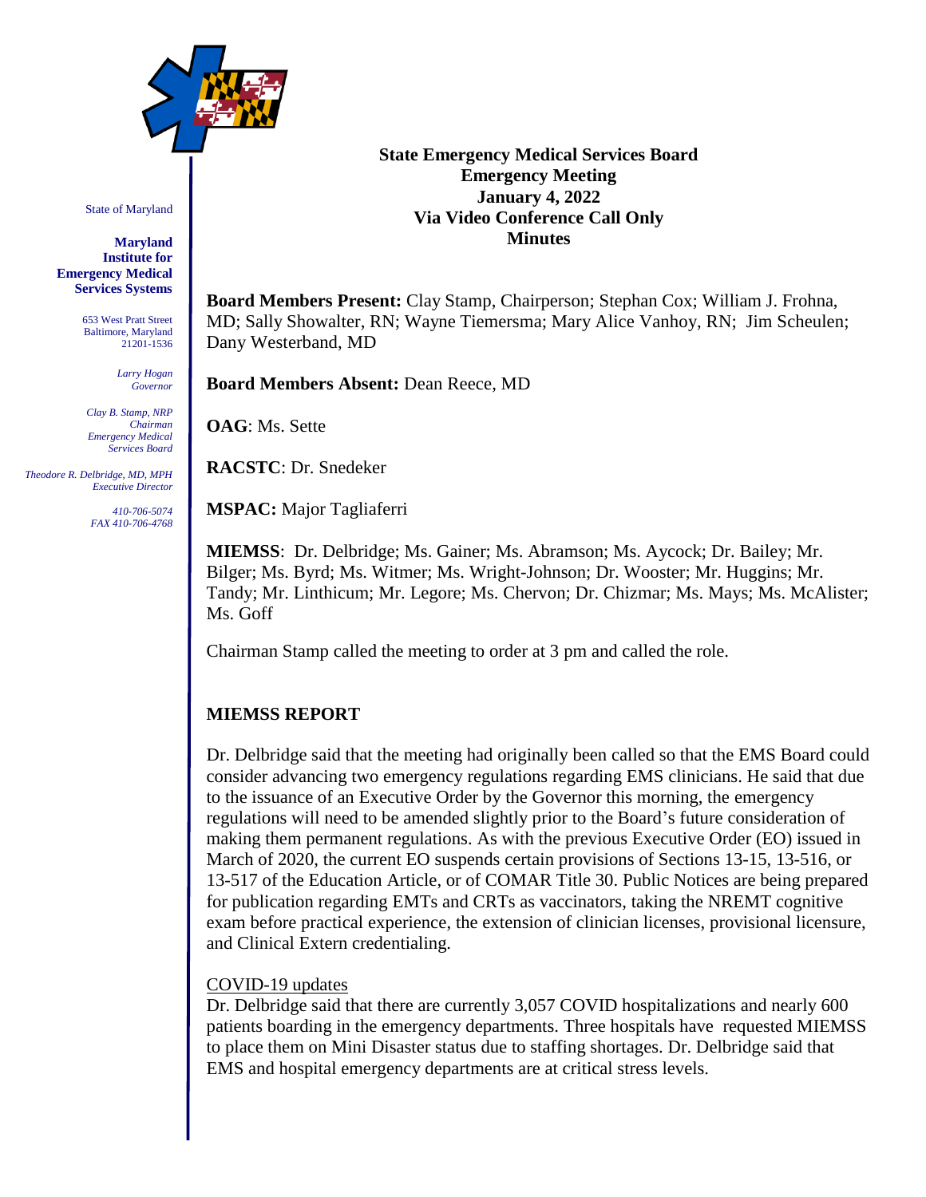State of Maryland

**Maryland Institute for Emergency Medical Services Systems**

653 West Pratt Street
Baltimore, Maryland
21201-1536

*Larry Hogan*
*Governor*

*Clay B. Stamp, NRP*
*Chairman*
*Emergency Medical Services Board*

*Theodore R. Delbridge, MD, MPH*
*Executive Director*

*410-706-5074*
*FAX 410-706-4768*

**State Emergency Medical Services Board**
**Emergency Meeting**
**January 4, 2022**
**Via Video Conference Call Only**
**Minutes**

**Board Members Present:** Clay Stamp, Chairperson; Stephan Cox; William J. Frohna, MD; Sally Showalter, RN; Wayne Tiemersma; Mary Alice Vanhoy, RN; Jim Scheulen; Dany Westerband, MD

**Board Members Absent:** Dean Reece, MD

**OAG**: Ms. Sette

**RACSTC**: Dr. Snedeker

**MSPAC:** Major Tagliaferri

**MIEMSS**: Dr. Delbridge; Ms. Gainer; Ms. Abramson; Ms. Aycock; Dr. Bailey; Mr. Bilger; Ms. Byrd; Ms. Witmer; Ms. Wright-Johnson; Dr. Wooster; Mr. Huggins; Mr. Tandy; Mr. Linthicum; Mr. Legore; Ms. Chervon; Dr. Chizmar; Ms. Mays; Ms. McAlister; Ms. Goff

Chairman Stamp called the meeting to order at 3 pm and called the role.

## MIEMSS REPORT

Dr. Delbridge said that the meeting had originally been called so that the EMS Board could consider advancing two emergency regulations regarding EMS clinicians. He said that due to the issuance of an Executive Order by the Governor this morning, the emergency regulations will need to be amended slightly prior to the Board's future consideration of making them permanent regulations. As with the previous Executive Order (EO) issued in March of 2020, the current EO suspends certain provisions of Sections 13-15, 13-516, or 13-517 of the Education Article, or of COMAR Title 30. Public Notices are being prepared for publication regarding EMTs and CRTs as vaccinators, taking the NREMT cognitive exam before practical experience, the extension of clinician licenses, provisional licensure, and Clinical Extern credentialing.

<u>COVID-19 updates</u>
Dr. Delbridge said that there are currently 3,057 COVID hospitalizations and nearly 600 patients boarding in the emergency departments. Three hospitals have requested MIEMSS to place them on Mini Disaster status due to staffing shortages. Dr. Delbridge said that EMS and hospital emergency departments are at critical stress levels.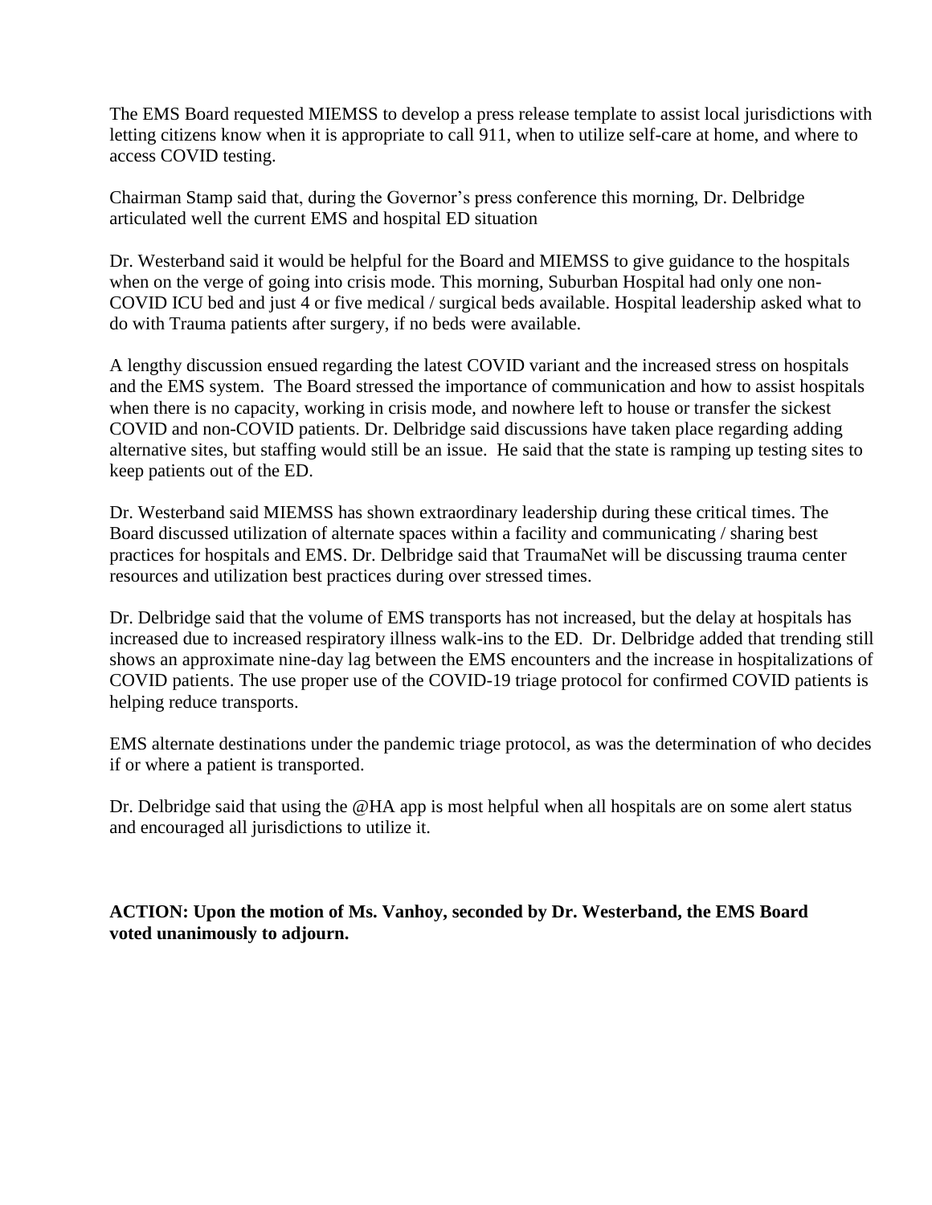The EMS Board requested MIEMSS to develop a press release template to assist local jurisdictions with letting citizens know when it is appropriate to call 911, when to utilize self-care at home, and where to access COVID testing.

Chairman Stamp said that, during the Governor's press conference this morning, Dr. Delbridge articulated well the current EMS and hospital ED situation

Dr. Westerband said it would be helpful for the Board and MIEMSS to give guidance to the hospitals when on the verge of going into crisis mode. This morning, Suburban Hospital had only one non-COVID ICU bed and just 4 or five medical / surgical beds available. Hospital leadership asked what to do with Trauma patients after surgery, if no beds were available.

A lengthy discussion ensued regarding the latest COVID variant and the increased stress on hospitals and the EMS system. The Board stressed the importance of communication and how to assist hospitals when there is no capacity, working in crisis mode, and nowhere left to house or transfer the sickest COVID and non-COVID patients. Dr. Delbridge said discussions have taken place regarding adding alternative sites, but staffing would still be an issue. He said that the state is ramping up testing sites to keep patients out of the ED.

Dr. Westerband said MIEMSS has shown extraordinary leadership during these critical times. The Board discussed utilization of alternate spaces within a facility and communicating / sharing best practices for hospitals and EMS. Dr. Delbridge said that TraumaNet will be discussing trauma center resources and utilization best practices during over stressed times.

Dr. Delbridge said that the volume of EMS transports has not increased, but the delay at hospitals has increased due to increased respiratory illness walk-ins to the ED. Dr. Delbridge added that trending still shows an approximate nine-day lag between the EMS encounters and the increase in hospitalizations of COVID patients. The use proper use of the COVID-19 triage protocol for confirmed COVID patients is helping reduce transports.

EMS alternate destinations under the pandemic triage protocol, as was the determination of who decides if or where a patient is transported.

Dr. Delbridge said that using the @HA app is most helpful when all hospitals are on some alert status and encouraged all jurisdictions to utilize it.

**ACTION: Upon the motion of Ms. Vanhoy, seconded by Dr. Westerband, the EMS Board voted unanimously to adjourn.**